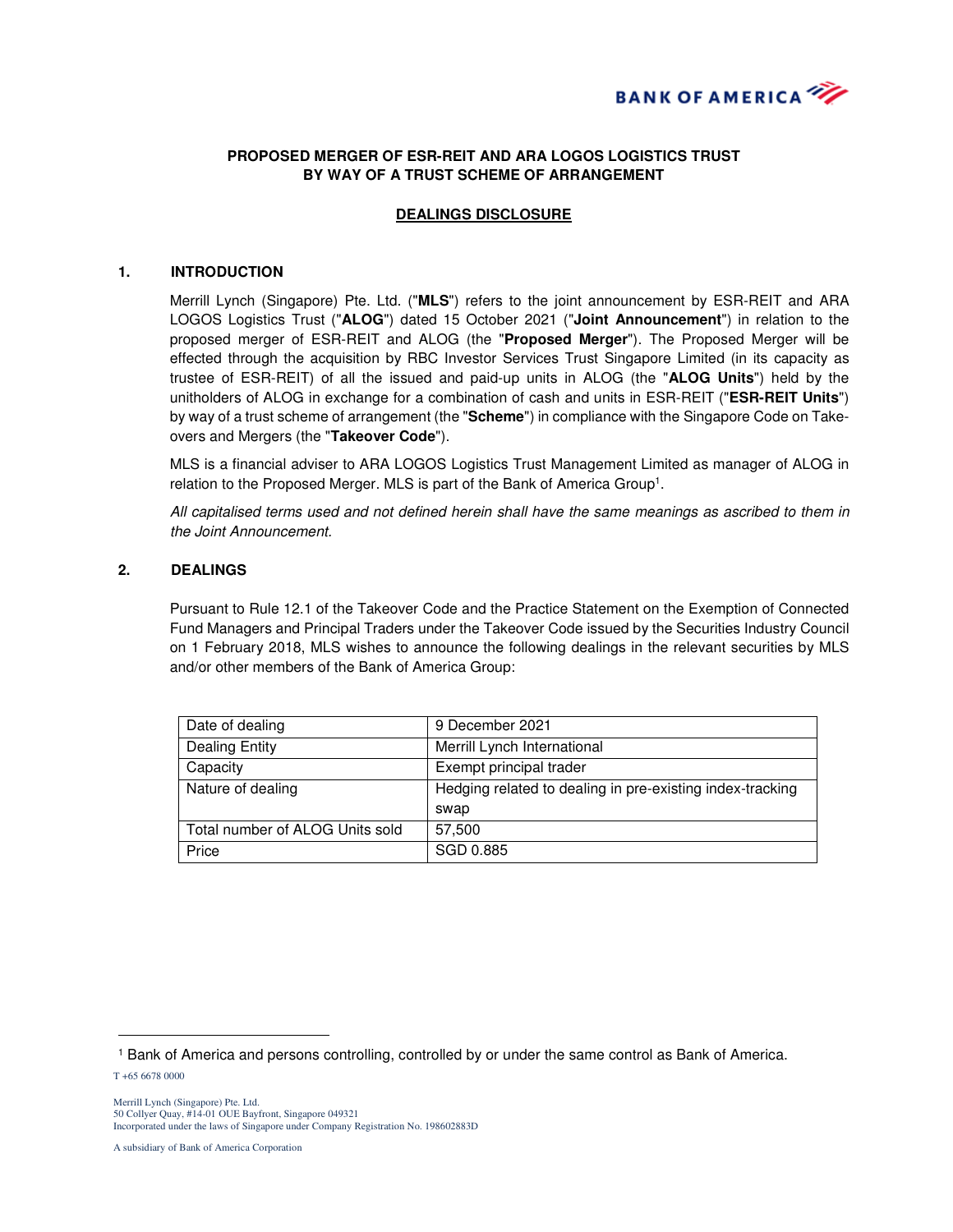**PROPOSED MERGER OF ESR-REIT AND ARA LOGOS LOGISTICS TRUST BY WAY OF A TRUST SCHEME OF ARRANGEMENT**

**DEALINGS DISCLOSURE**

## 1. INTRODUCTION

Merrill Lynch (Singapore) Pte. Ltd. ("**MLS**") refers to the joint announcement by ESR-REIT and ARA LOGOS Logistics Trust ("**ALOG**") dated 15 October 2021 ("**Joint Announcement**") in relation to the proposed merger of ESR-REIT and ALOG (the "**Proposed Merger**"). The Proposed Merger will be effected through the acquisition by RBC Investor Services Trust Singapore Limited (in its capacity as trustee of ESR-REIT) of all the issued and paid-up units in ALOG (the "**ALOG Units**") held by the unitholders of ALOG in exchange for a combination of cash and units in ESR-REIT ("**ESR-REIT Units**") by way of a trust scheme of arrangement (the "**Scheme**") in compliance with the Singapore Code on Take-overs and Mergers (the "**Takeover Code**").

MLS is a financial adviser to ARA LOGOS Logistics Trust Management Limited as manager of ALOG in relation to the Proposed Merger. MLS is part of the Bank of America Group[1].

*All capitalised terms used and not defined herein shall have the same meanings as ascribed to them in the Joint Announcement.*

## 2. DEALINGS

Pursuant to Rule 12.1 of the Takeover Code and the Practice Statement on the Exemption of Connected Fund Managers and Principal Traders under the Takeover Code issued by the Securities Industry Council on 1 February 2018, MLS wishes to announce the following dealings in the relevant securities by MLS and/or other members of the Bank of America Group:

| | |
|---|---|
| Date of dealing | 9 December 2021 |
| Dealing Entity | Merrill Lynch International |
| Capacity | Exempt principal trader |
| Nature of dealing | Hedging related to dealing in pre-existing index-tracking swap |
| Total number of ALOG Units sold | 57,500 |
| Price | SGD 0.885 |

[1] Bank of America and persons controlling, controlled by or under the same control as Bank of America.

T +65 6678 0000

Merrill Lynch (Singapore) Pte. Ltd.
50 Collyer Quay, #14-01 OUE Bayfront, Singapore 049321
Incorporated under the laws of Singapore under Company Registration No. 198602883D

A subsidiary of Bank of America Corporation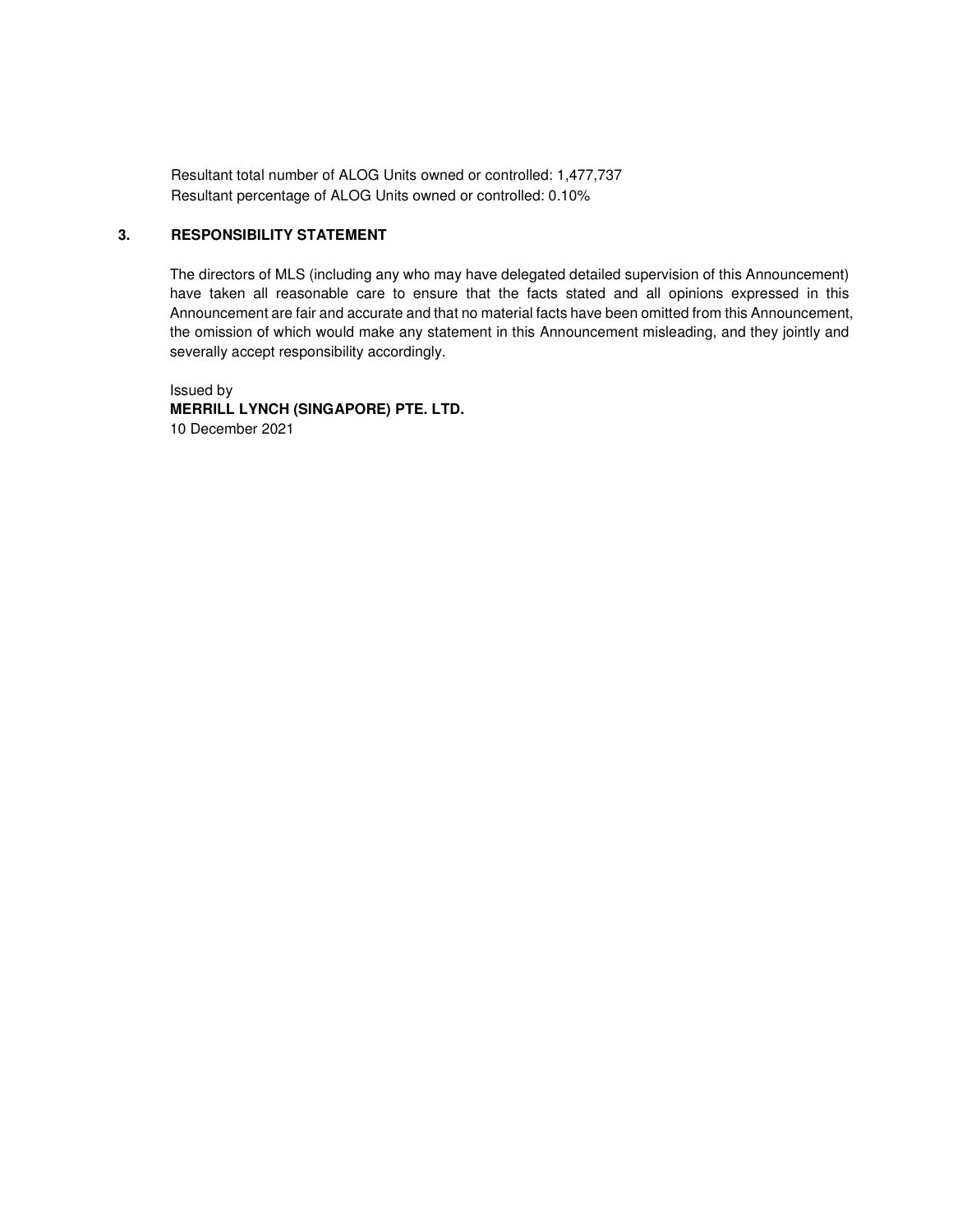Resultant total number of ALOG Units owned or controlled: 1,477,737
Resultant percentage of ALOG Units owned or controlled: 0.10%

## 3. RESPONSIBILITY STATEMENT

The directors of MLS (including any who may have delegated detailed supervision of this Announcement) have taken all reasonable care to ensure that the facts stated and all opinions expressed in this Announcement are fair and accurate and that no material facts have been omitted from this Announcement, the omission of which would make any statement in this Announcement misleading, and they jointly and severally accept responsibility accordingly.

Issued by
**MERRILL LYNCH (SINGAPORE) PTE. LTD.**
10 December 2021